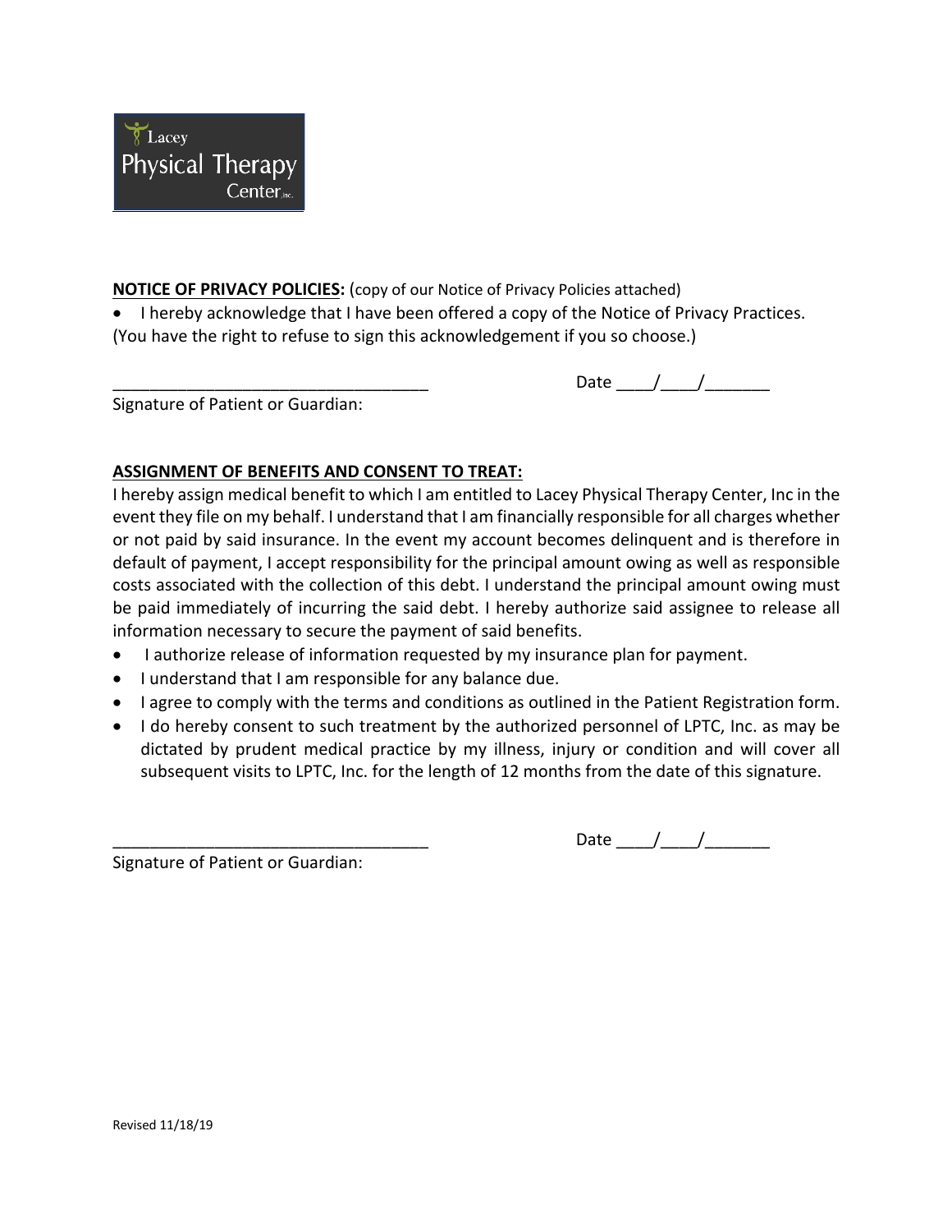Lacey Physical Therapy Center, Inc.

**NOTICE OF PRIVACY POLICIES:** (copy of our Notice of Privacy Policies attached)

- I hereby acknowledge that I have been offered a copy of the Notice of Privacy Practices.

(You have the right to refuse to sign this acknowledgement if you so choose.)

___________________________________ Date ____/____/_______

Signature of Patient or Guardian:

**ASSIGNMENT OF BENEFITS AND CONSENT TO TREAT:**

I hereby assign medical benefit to which I am entitled to Lacey Physical Therapy Center, Inc in the event they file on my behalf. I understand that I am financially responsible for all charges whether or not paid by said insurance. In the event my account becomes delinquent and is therefore in default of payment, I accept responsibility for the principal amount owing as well as responsible costs associated with the collection of this debt. I understand the principal amount owing must be paid immediately of incurring the said debt. I hereby authorize said assignee to release all information necessary to secure the payment of said benefits.

- I authorize release of information requested by my insurance plan for payment.
- I understand that I am responsible for any balance due.
- I agree to comply with the terms and conditions as outlined in the Patient Registration form.
- I do hereby consent to such treatment by the authorized personnel of LPTC, Inc. as may be dictated by prudent medical practice by my illness, injury or condition and will cover all subsequent visits to LPTC, Inc. for the length of 12 months from the date of this signature.

___________________________________ Date ____/____/_______

Signature of Patient or Guardian:

Revised 11/18/19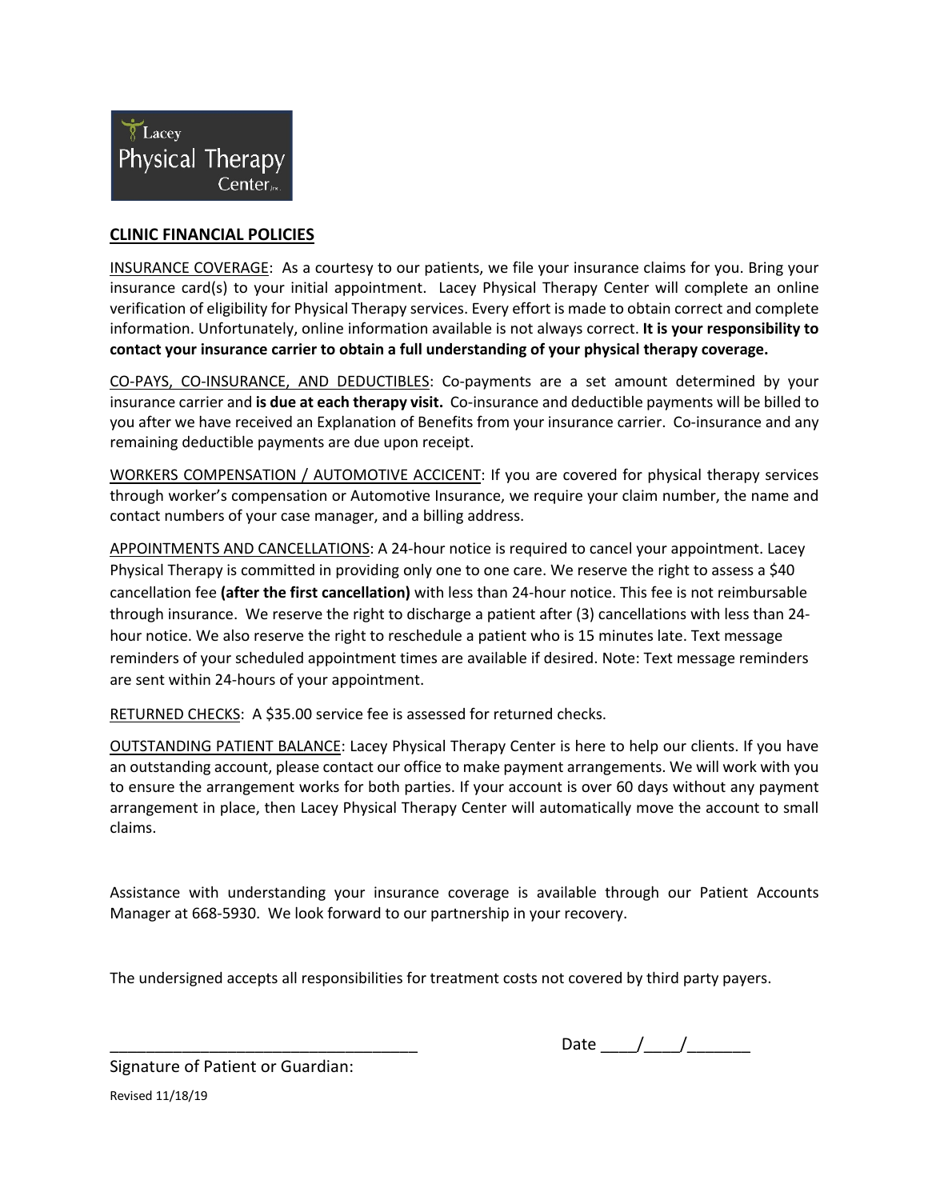Lacey Physical Therapy Center

## CLINIC FINANCIAL POLICIES

INSURANCE COVERAGE: As a courtesy to our patients, we file your insurance claims for you. Bring your insurance card(s) to your initial appointment. Lacey Physical Therapy Center will complete an online verification of eligibility for Physical Therapy services. Every effort is made to obtain correct and complete information. Unfortunately, online information available is not always correct. **It is your responsibility to contact your insurance carrier to obtain a full understanding of your physical therapy coverage.**

CO-PAYS, CO-INSURANCE, AND DEDUCTIBLES: Co-payments are a set amount determined by your insurance carrier and **is due at each therapy visit.** Co-insurance and deductible payments will be billed to you after we have received an Explanation of Benefits from your insurance carrier. Co-insurance and any remaining deductible payments are due upon receipt.

WORKERS COMPENSATION / AUTOMOTIVE ACCICENT: If you are covered for physical therapy services through worker's compensation or Automotive Insurance, we require your claim number, the name and contact numbers of your case manager, and a billing address.

APPOINTMENTS AND CANCELLATIONS: A 24-hour notice is required to cancel your appointment. Lacey Physical Therapy is committed in providing only one to one care. We reserve the right to assess a $40 cancellation fee **(after the first cancellation)** with less than 24-hour notice. This fee is not reimbursable through insurance. We reserve the right to discharge a patient after (3) cancellations with less than 24-hour notice. We also reserve the right to reschedule a patient who is 15 minutes late. Text message reminders of your scheduled appointment times are available if desired. Note: Text message reminders are sent within 24-hours of your appointment.

RETURNED CHECKS: A $35.00 service fee is assessed for returned checks.

OUTSTANDING PATIENT BALANCE: Lacey Physical Therapy Center is here to help our clients. If you have an outstanding account, please contact our office to make payment arrangements. We will work with you to ensure the arrangement works for both parties. If your account is over 60 days without any payment arrangement in place, then Lacey Physical Therapy Center will automatically move the account to small claims.

Assistance with understanding your insurance coverage is available through our Patient Accounts Manager at 668-5930. We look forward to our partnership in your recovery.

The undersigned accepts all responsibilities for treatment costs not covered by third party payers.

___________________________________ Date ____/____/_______

Signature of Patient or Guardian:

Revised 11/18/19